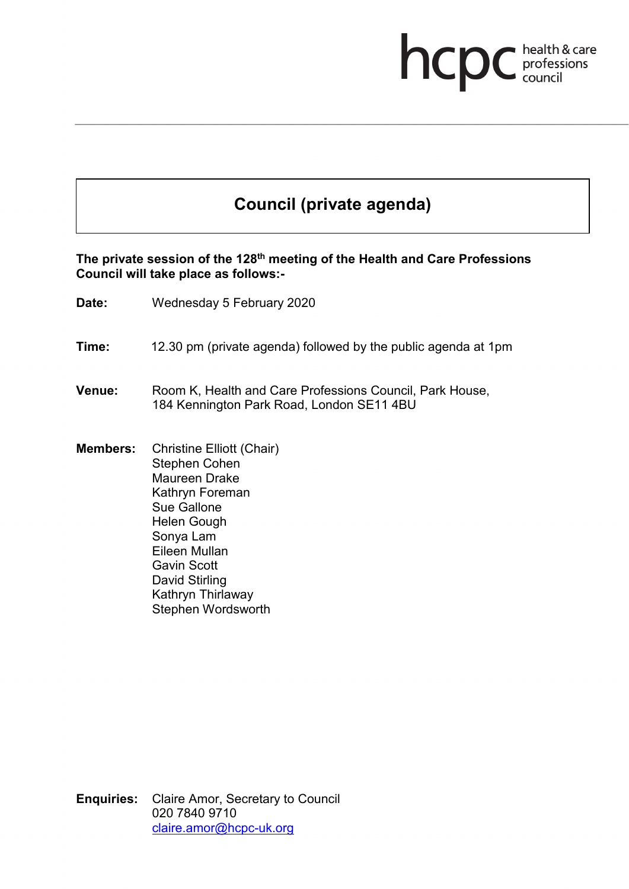hcpc health & care professions council

# Council (private agenda)

**The private session of the 128th meeting of the Health and Care Professions Council will take place as follows:-**

**Date:** Wednesday 5 February 2020

**Time:** 12.30 pm (private agenda) followed by the public agenda at 1pm

**Venue:** Room K, Health and Care Professions Council, Park House, 184 Kennington Park Road, London SE11 4BU

**Members:** Christine Elliott (Chair)
Stephen Cohen
Maureen Drake
Kathryn Foreman
Sue Gallone
Helen Gough
Sonya Lam
Eileen Mullan
Gavin Scott
David Stirling
Kathryn Thirlaway
Stephen Wordsworth

**Enquiries:** Claire Amor, Secretary to Council
020 7840 9710
claire.amor@hcpc-uk.org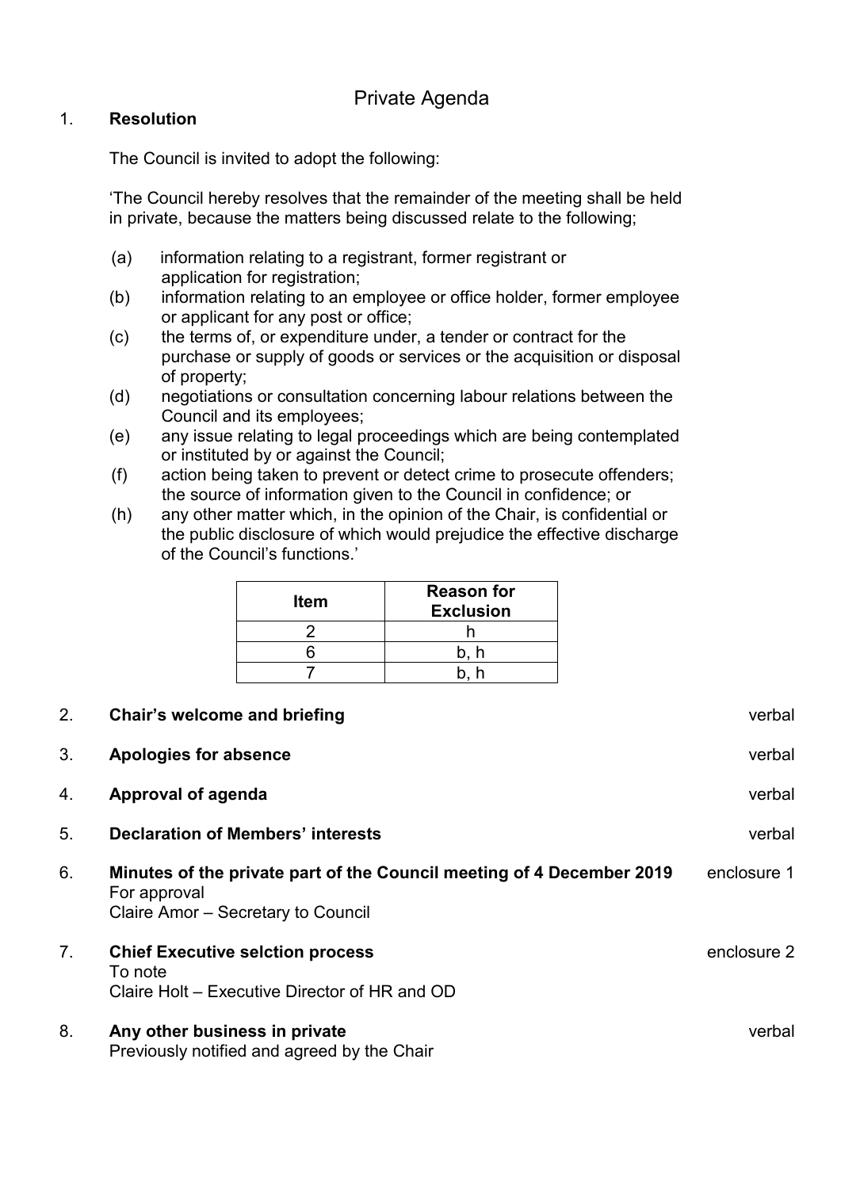# Private Agenda

1. **Resolution**

   The Council is invited to adopt the following:

   'The Council hereby resolves that the remainder of the meeting shall be held in private, because the matters being discussed relate to the following;

   (a) information relating to a registrant, former registrant or application for registration;
   (b) information relating to an employee or office holder, former employee or applicant for any post or office;
   (c) the terms of, or expenditure under, a tender or contract for the purchase or supply of goods or services or the acquisition or disposal of property;
   (d) negotiations or consultation concerning labour relations between the Council and its employees;
   (e) any issue relating to legal proceedings which are being contemplated or instituted by or against the Council;
   (f) action being taken to prevent or detect crime to prosecute offenders; the source of information given to the Council in confidence; or
   (h) any other matter which, in the opinion of the Chair, is confidential or the public disclosure of which would prejudice the effective discharge of the Council's functions.'

| Item | Reason for Exclusion |
|---|---|
| 2 | h |
| 6 | b, h |
| 7 | b, h |

2. **Chair's welcome and briefing** — verbal

3. **Apologies for absence** — verbal

4. **Approval of agenda** — verbal

5. **Declaration of Members' interests** — verbal

6. **Minutes of the private part of the Council meeting of 4 December 2019** — enclosure 1
   For approval
   Claire Amor – Secretary to Council

7. **Chief Executive selction process** — enclosure 2
   To note
   Claire Holt – Executive Director of HR and OD

8. **Any other business in private** — verbal
   Previously notified and agreed by the Chair